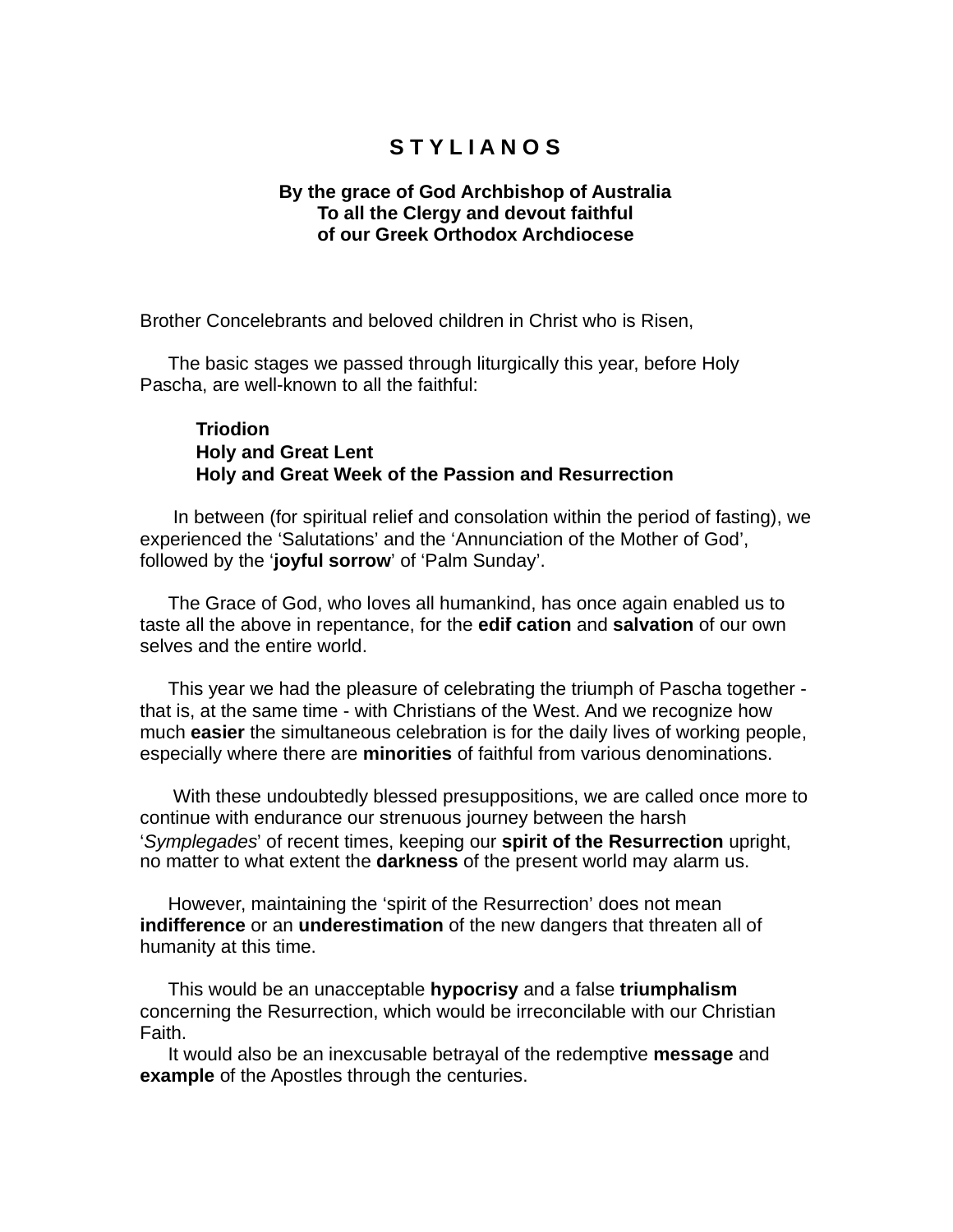# S T Y L I A N O S

**By the grace of God Archbishop of Australia**
**To all the Clergy and devout faithful**
**of our Greek Orthodox Archdiocese**

Brother Concelebrants and beloved children in Christ who is Risen,

The basic stages we passed through liturgically this year, before Holy Pascha, are well-known to all the faithful:

> **Triodion**
> **Holy and Great Lent**
> **Holy and Great Week of the Passion and Resurrection**

In between (for spiritual relief and consolation within the period of fasting), we experienced the 'Salutations' and the 'Annunciation of the Mother of God', followed by the '**joyful sorrow**' of 'Palm Sunday'.

The Grace of God, who loves all humankind, has once again enabled us to taste all the above in repentance, for the **edification** and **salvation** of our own selves and the entire world.

This year we had the pleasure of celebrating the triumph of Pascha together - that is, at the same time - with Christians of the West. And we recognize how much **easier** the simultaneous celebration is for the daily lives of working people, especially where there are **minorities** of faithful from various denominations.

With these undoubtedly blessed presuppositions, we are called once more to continue with endurance our strenuous journey between the harsh '*Symplegades*' of recent times, keeping our **spirit of the Resurrection** upright, no matter to what extent the **darkness** of the present world may alarm us.

However, maintaining the 'spirit of the Resurrection' does not mean **indifference** or an **underestimation** of the new dangers that threaten all of humanity at this time.

This would be an unacceptable **hypocrisy** and a false **triumphalism** concerning the Resurrection, which would be irreconcilable with our Christian Faith.

It would also be an inexcusable betrayal of the redemptive **message** and **example** of the Apostles through the centuries.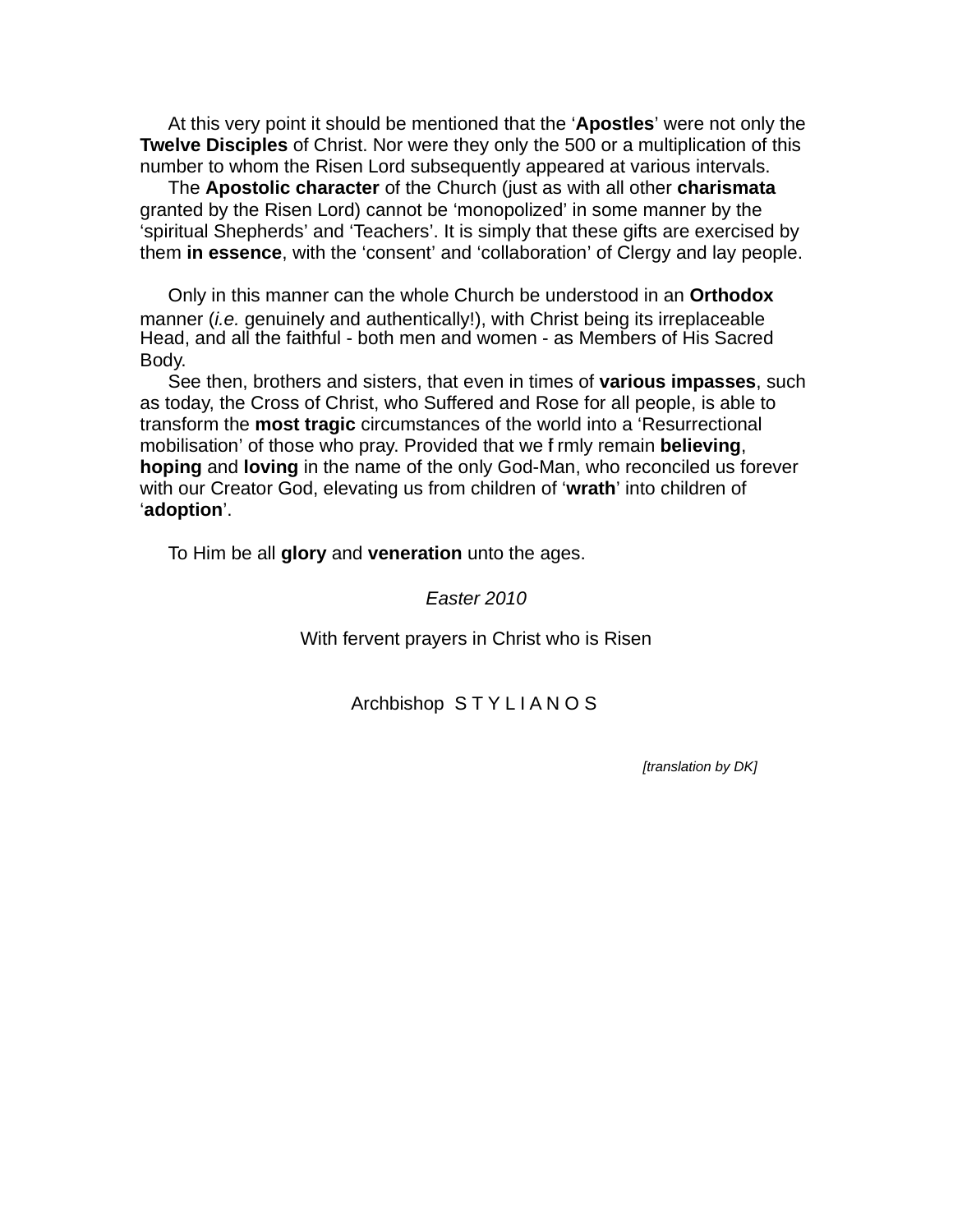At this very point it should be mentioned that the '**Apostles**' were not only the **Twelve Disciples** of Christ. Nor were they only the 500 or a multiplication of this number to whom the Risen Lord subsequently appeared at various intervals.

The **Apostolic character** of the Church (just as with all other **charismata** granted by the Risen Lord) cannot be 'monopolized' in some manner by the 'spiritual Shepherds' and 'Teachers'. It is simply that these gifts are exercised by them **in essence**, with the 'consent' and 'collaboration' of Clergy and lay people.

Only in this manner can the whole Church be understood in an **Orthodox** manner (*i.e.* genuinely and authentically!), with Christ being its irreplaceable Head, and all the faithful - both men and women - as Members of His Sacred Body.

See then, brothers and sisters, that even in times of **various impasses**, such as today, the Cross of Christ, who Suffered and Rose for all people, is able to transform the **most tragic** circumstances of the world into a 'Resurrectional mobilisation' of those who pray. Provided that we firmly remain **believing**, **hoping** and **loving** in the name of the only God-Man, who reconciled us forever with our Creator God, elevating us from children of '**wrath**' into children of '**adoption**'.

To Him be all **glory** and **veneration** unto the ages.

*Easter 2010*

With fervent prayers in Christ who is Risen

Archbishop S T Y L I A N O S

*[translation by DK]*